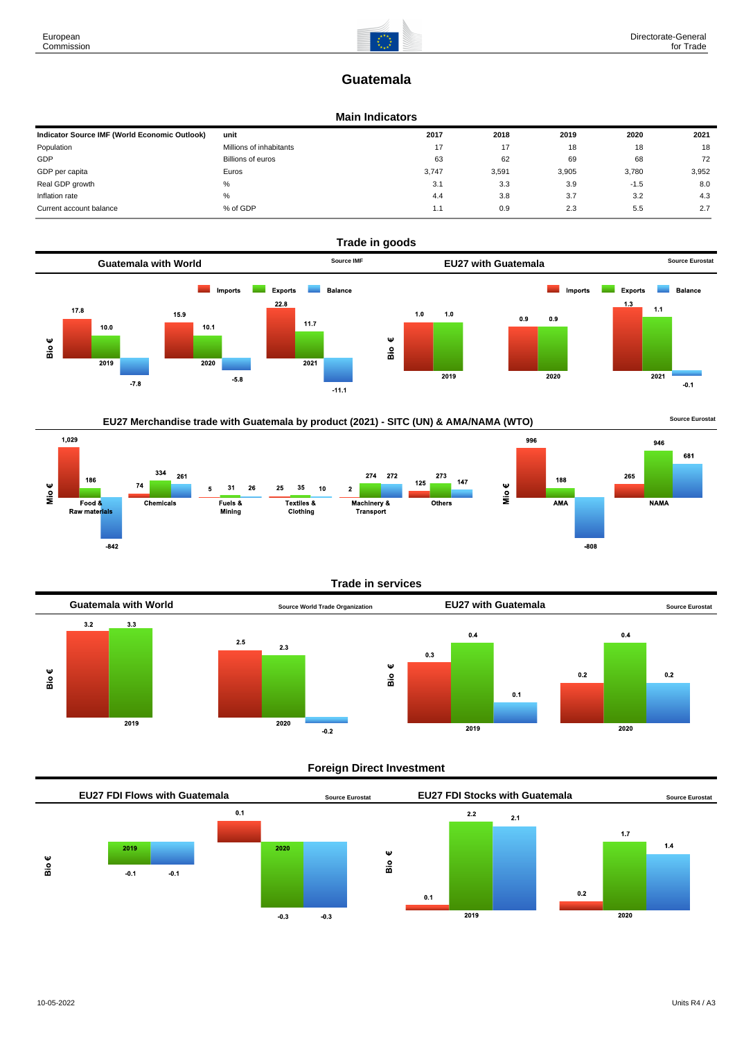# Guatemala

## Main Indicators

| Indicator Source IMF (World Economic Outlook) | unit | 2017 | 2018 | 2019 | 2020 | 2021 |
|---|---|---|---|---|---|---|
| Population | Millions of inhabitants | 17 | 17 | 18 | 18 | 18 |
| GDP | Billions of euros | 63 | 62 | 69 | 68 | 72 |
| GDP per capita | Euros | 3,747 | 3,591 | 3,905 | 3,780 | 3,952 |
| Real GDP growth | % | 3.1 | 3.3 | 3.9 | -1.5 | 8.0 |
| Inflation rate | % | 4.4 | 3.8 | 3.7 | 3.2 | 4.3 |
| Current account balance | % of GDP | 1.1 | 0.9 | 2.3 | 5.5 | 2.7 |

## Trade in goods

### Guatemala with World

Source IMF

Bio €

| | Imports | Exports | Balance |
|---|---|---|---|
| 2019 | 17.8 | 10.0 | -7.8 |
| 2020 | 15.9 | 10.1 | -5.8 |
| 2021 | 22.8 | 11.7 | -11.1 |

### EU27 with Guatemala

Source Eurostat

Bio €

| | Imports | Exports | Balance |
|---|---|---|---|
| 2019 | 1.0 | 1.0 | |
| 2020 | 0.9 | 0.9 | |
| 2021 | 1.3 | 1.1 | -0.1 |

### EU27 Merchandise trade with Guatemala by product (2021) - SITC (UN) & AMA/NAMA (WTO)

Source Eurostat

Mio €

| | Imports | Exports | Balance |
|---|---|---|---|
| Food & Raw materials | 1,029 | 186 | -842 |
| Chemicals | 74 | 334 | 261 |
| Fuels & Mining | 5 | 31 | 26 |
| Textiles & Clothing | 25 | 35 | 10 |
| Machinery & Transport | 2 | 274 | 272 |
| Others | 125 | 273 | 147 |
| AMA | 996 | 188 | -808 |
| NAMA | 265 | 946 | 681 |

## Trade in services

### Guatemala with World

Source World Trade Organization

Bio €

| | Imports | Exports | Balance |
|---|---|---|---|
| 2019 | 3.2 | 3.3 | |
| 2020 | 2.5 | 2.3 | -0.2 |

### EU27 with Guatemala

Source Eurostat

Bio €

| | Imports | Exports | Balance |
|---|---|---|---|
| 2019 | 0.3 | 0.4 | 0.1 |
| 2020 | 0.2 | 0.4 | 0.2 |

## Foreign Direct Investment

### EU27 FDI Flows with Guatemala

Source Eurostat

Bio €

| | Inward | Outward | Balance |
|---|---|---|---|
| 2019 | | -0.1 | -0.1 |
| 2020 | 0.1 | -0.3 | -0.3 |

### EU27 FDI Stocks with Guatemala

Source Eurostat

Bio €

| | Inward | Outward | Balance |
|---|---|---|---|
| 2019 | 0.1 | 2.2 | 2.1 |
| 2020 | 0.2 | 1.7 | 1.4 |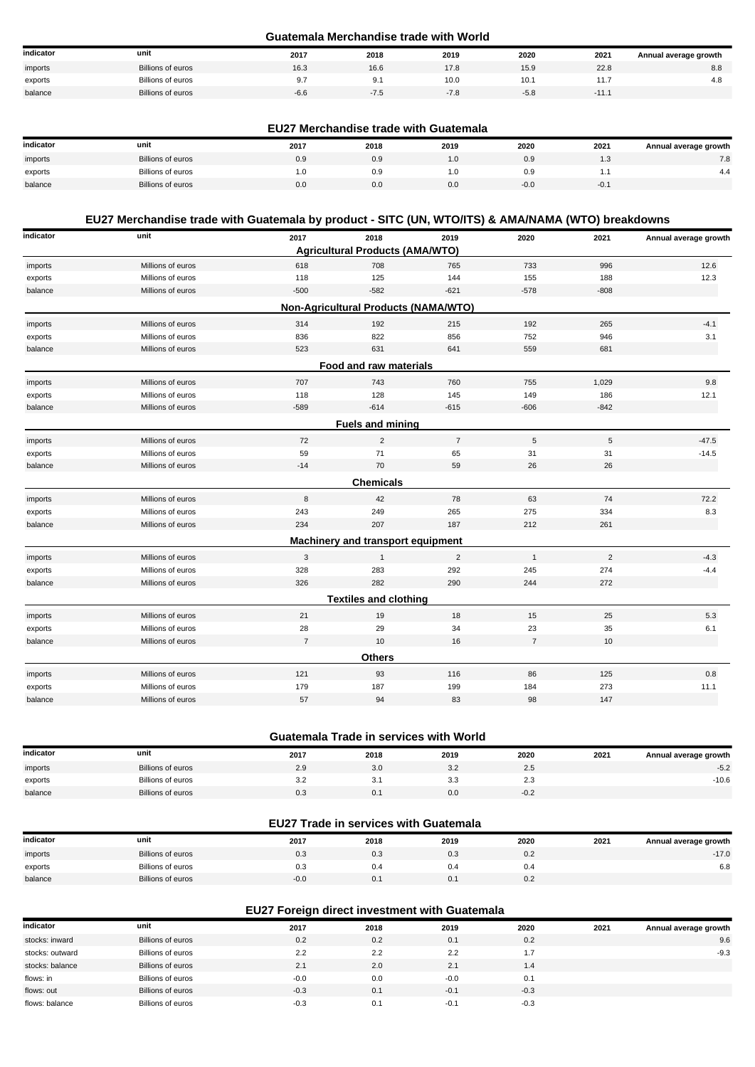### Guatemala Merchandise trade with World

| indicator | unit | 2017 | 2018 | 2019 | 2020 | 2021 | Annual average growth |
|---|---|---|---|---|---|---|---|
| imports | Billions of euros | 16.3 | 16.6 | 17.8 | 15.9 | 22.8 | 8.8 |
| exports | Billions of euros | 9.7 | 9.1 | 10.0 | 10.1 | 11.7 | 4.8 |
| balance | Billions of euros | -6.6 | -7.5 | -7.8 | -5.8 | -11.1 | |

### EU27 Merchandise trade with Guatemala

| indicator | unit | 2017 | 2018 | 2019 | 2020 | 2021 | Annual average growth |
|---|---|---|---|---|---|---|---|
| imports | Billions of euros | 0.9 | 0.9 | 1.0 | 0.9 | 1.3 | 7.8 |
| exports | Billions of euros | 1.0 | 0.9 | 1.0 | 0.9 | 1.1 | 4.4 |
| balance | Billions of euros | 0.0 | 0.0 | 0.0 | -0.0 | -0.1 | |

### EU27 Merchandise trade with Guatemala by product - SITC (UN, WTO/ITS) & AMA/NAMA (WTO) breakdowns

| indicator | unit | 2017 | 2018 | 2019 | 2020 | 2021 | Annual average growth |
|---|---|---|---|---|---|---|---|
| | | | **Agricultural Products (AMA/WTO)** | | | | |
| imports | Millions of euros | 618 | 708 | 765 | 733 | 996 | 12.6 |
| exports | Millions of euros | 118 | 125 | 144 | 155 | 188 | 12.3 |
| balance | Millions of euros | -500 | -582 | -621 | -578 | -808 | |
| | | | **Non-Agricultural Products (NAMA/WTO)** | | | | |
| imports | Millions of euros | 314 | 192 | 215 | 192 | 265 | -4.1 |
| exports | Millions of euros | 836 | 822 | 856 | 752 | 946 | 3.1 |
| balance | Millions of euros | 523 | 631 | 641 | 559 | 681 | |
| | | | **Food and raw materials** | | | | |
| imports | Millions of euros | 707 | 743 | 760 | 755 | 1,029 | 9.8 |
| exports | Millions of euros | 118 | 128 | 145 | 149 | 186 | 12.1 |
| balance | Millions of euros | -589 | -614 | -615 | -606 | -842 | |
| | | | **Fuels and mining** | | | | |
| imports | Millions of euros | 72 | 2 | 7 | 5 | 5 | -47.5 |
| exports | Millions of euros | 59 | 71 | 65 | 31 | 31 | -14.5 |
| balance | Millions of euros | -14 | 70 | 59 | 26 | 26 | |
| | | | **Chemicals** | | | | |
| imports | Millions of euros | 8 | 42 | 78 | 63 | 74 | 72.2 |
| exports | Millions of euros | 243 | 249 | 265 | 275 | 334 | 8.3 |
| balance | Millions of euros | 234 | 207 | 187 | 212 | 261 | |
| | | | **Machinery and transport equipment** | | | | |
| imports | Millions of euros | 3 | 1 | 2 | 1 | 2 | -4.3 |
| exports | Millions of euros | 328 | 283 | 292 | 245 | 274 | -4.4 |
| balance | Millions of euros | 326 | 282 | 290 | 244 | 272 | |
| | | | **Textiles and clothing** | | | | |
| imports | Millions of euros | 21 | 19 | 18 | 15 | 25 | 5.3 |
| exports | Millions of euros | 28 | 29 | 34 | 23 | 35 | 6.1 |
| balance | Millions of euros | 7 | 10 | 16 | 7 | 10 | |
| | | | **Others** | | | | |
| imports | Millions of euros | 121 | 93 | 116 | 86 | 125 | 0.8 |
| exports | Millions of euros | 179 | 187 | 199 | 184 | 273 | 11.1 |
| balance | Millions of euros | 57 | 94 | 83 | 98 | 147 | |

### Guatemala Trade in services with World

| indicator | unit | 2017 | 2018 | 2019 | 2020 | 2021 | Annual average growth |
|---|---|---|---|---|---|---|---|
| imports | Billions of euros | 2.9 | 3.0 | 3.2 | 2.5 | | -5.2 |
| exports | Billions of euros | 3.2 | 3.1 | 3.3 | 2.3 | | -10.6 |
| balance | Billions of euros | 0.3 | 0.1 | 0.0 | -0.2 | | |

### EU27 Trade in services with Guatemala

| indicator | unit | 2017 | 2018 | 2019 | 2020 | 2021 | Annual average growth |
|---|---|---|---|---|---|---|---|
| imports | Billions of euros | 0.3 | 0.3 | 0.3 | 0.2 | | -17.0 |
| exports | Billions of euros | 0.3 | 0.4 | 0.4 | 0.4 | | 6.8 |
| balance | Billions of euros | -0.0 | 0.1 | 0.1 | 0.2 | | |

### EU27 Foreign direct investment with Guatemala

| indicator | unit | 2017 | 2018 | 2019 | 2020 | 2021 | Annual average growth |
|---|---|---|---|---|---|---|---|
| stocks: inward | Billions of euros | 0.2 | 0.2 | 0.1 | 0.2 | | 9.6 |
| stocks: outward | Billions of euros | 2.2 | 2.2 | 2.2 | 1.7 | | -9.3 |
| stocks: balance | Billions of euros | 2.1 | 2.0 | 2.1 | 1.4 | | |
| flows: in | Billions of euros | -0.0 | 0.0 | -0.0 | 0.1 | | |
| flows: out | Billions of euros | -0.3 | 0.1 | -0.1 | -0.3 | | |
| flows: balance | Billions of euros | -0.3 | 0.1 | -0.1 | -0.3 | | |